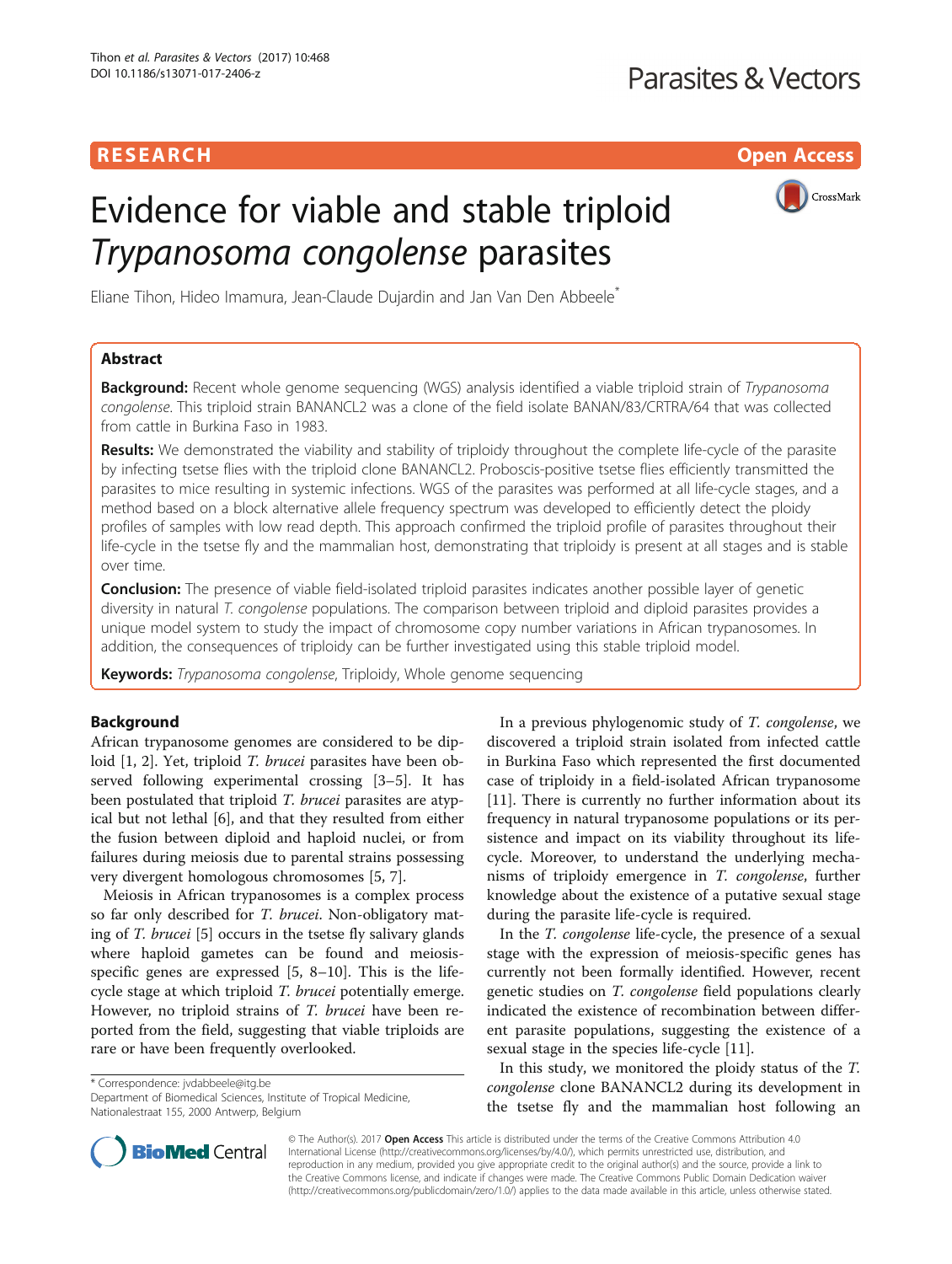**RESEARCH** **Open Access**

# Evidence for viable and stable triploid *Trypanosoma congolense* parasites

Eliane Tihon, Hideo Imamura, Jean-Claude Dujardin and Jan Van Den Abbeele*

## Abstract

**Background:** Recent whole genome sequencing (WGS) analysis identified a viable triploid strain of *Trypanosoma congolense*. This triploid strain BANANCL2 was a clone of the field isolate BANAN/83/CRTRA/64 that was collected from cattle in Burkina Faso in 1983.

**Results:** We demonstrated the viability and stability of triploidy throughout the complete life-cycle of the parasite by infecting tsetse flies with the triploid clone BANANCL2. Proboscis-positive tsetse flies efficiently transmitted the parasites to mice resulting in systemic infections. WGS of the parasites was performed at all life-cycle stages, and a method based on a block alternative allele frequency spectrum was developed to efficiently detect the ploidy profiles of samples with low read depth. This approach confirmed the triploid profile of parasites throughout their life-cycle in the tsetse fly and the mammalian host, demonstrating that triploidy is present at all stages and is stable over time.

**Conclusion:** The presence of viable field-isolated triploid parasites indicates another possible layer of genetic diversity in natural *T. congolense* populations. The comparison between triploid and diploid parasites provides a unique model system to study the impact of chromosome copy number variations in African trypanosomes. In addition, the consequences of triploidy can be further investigated using this stable triploid model.

**Keywords:** *Trypanosoma congolense*, Triploidy, Whole genome sequencing

## Background

African trypanosome genomes are considered to be diploid [1, 2]. Yet, triploid *T. brucei* parasites have been observed following experimental crossing [3–5]. It has been postulated that triploid *T. brucei* parasites are atypical but not lethal [6], and that they resulted from either the fusion between diploid and haploid nuclei, or from failures during meiosis due to parental strains possessing very divergent homologous chromosomes [5, 7].

Meiosis in African trypanosomes is a complex process so far only described for *T. brucei*. Non-obligatory mating of *T. brucei* [5] occurs in the tsetse fly salivary glands where haploid gametes can be found and meiosis-specific genes are expressed [5, 8–10]. This is the life-cycle stage at which triploid *T. brucei* potentially emerge. However, no triploid strains of *T. brucei* have been reported from the field, suggesting that viable triploids are rare or have been frequently overlooked.

In a previous phylogenomic study of *T. congolense*, we discovered a triploid strain isolated from infected cattle in Burkina Faso which represented the first documented case of triploidy in a field-isolated African trypanosome [11]. There is currently no further information about its frequency in natural trypanosome populations or its persistence and impact on its viability throughout its life-cycle. Moreover, to understand the underlying mechanisms of triploidy emergence in *T. congolense*, further knowledge about the existence of a putative sexual stage during the parasite life-cycle is required.

In the *T. congolense* life-cycle, the presence of a sexual stage with the expression of meiosis-specific genes has currently not been formally identified. However, recent genetic studies on *T. congolense* field populations clearly indicated the existence of recombination between different parasite populations, suggesting the existence of a sexual stage in the species life-cycle [11].

In this study, we monitored the ploidy status of the *T. congolense* clone BANANCL2 during its development in the tsetse fly and the mammalian host following an

\* Correspondence: jvdabbeele@itg.be
Department of Biomedical Sciences, Institute of Tropical Medicine, Nationalestraat 155, 2000 Antwerp, Belgium

© The Author(s). 2017 **Open Access** This article is distributed under the terms of the Creative Commons Attribution 4.0 International License (http://creativecommons.org/licenses/by/4.0/), which permits unrestricted use, distribution, and reproduction in any medium, provided you give appropriate credit to the original author(s) and the source, provide a link to the Creative Commons license, and indicate if changes were made. The Creative Commons Public Domain Dedication waiver (http://creativecommons.org/publicdomain/zero/1.0/) applies to the data made available in this article, unless otherwise stated.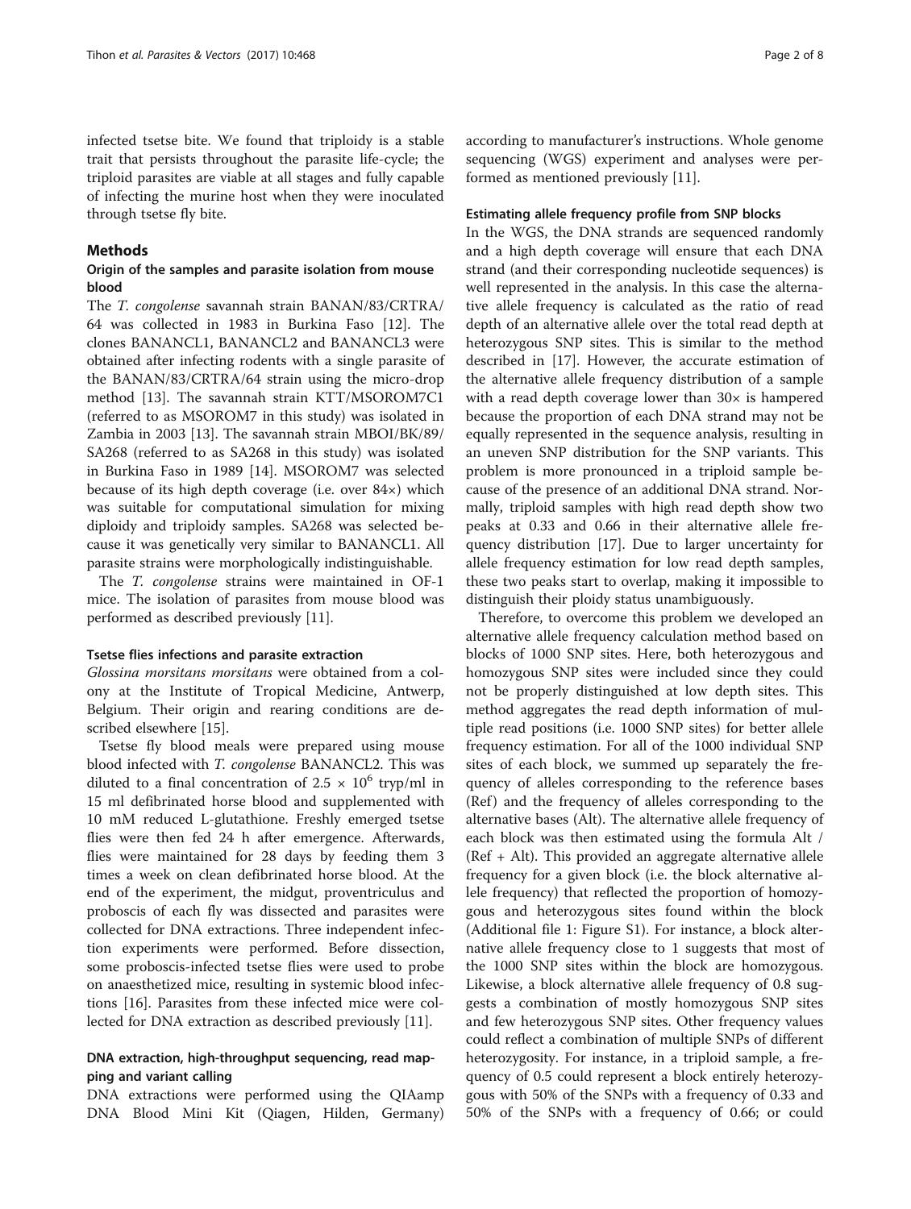infected tsetse bite. We found that triploidy is a stable trait that persists throughout the parasite life-cycle; the triploid parasites are viable at all stages and fully capable of infecting the murine host when they were inoculated through tsetse fly bite.

## Methods

### Origin of the samples and parasite isolation from mouse blood

The *T. congolense* savannah strain BANAN/83/CRTRA/64 was collected in 1983 in Burkina Faso [12]. The clones BANANCL1, BANANCL2 and BANANCL3 were obtained after infecting rodents with a single parasite of the BANAN/83/CRTRA/64 strain using the micro-drop method [13]. The savannah strain KTT/MSOROM7C1 (referred to as MSOROM7 in this study) was isolated in Zambia in 2003 [13]. The savannah strain MBOI/BK/89/SA268 (referred to as SA268 in this study) was isolated in Burkina Faso in 1989 [14]. MSOROM7 was selected because of its high depth coverage (i.e. over 84×) which was suitable for computational simulation for mixing diploidy and triploidy samples. SA268 was selected because it was genetically very similar to BANANCL1. All parasite strains were morphologically indistinguishable.

The *T. congolense* strains were maintained in OF-1 mice. The isolation of parasites from mouse blood was performed as described previously [11].

#### Tsetse flies infections and parasite extraction

*Glossina morsitans morsitans* were obtained from a colony at the Institute of Tropical Medicine, Antwerp, Belgium. Their origin and rearing conditions are described elsewhere [15].

Tsetse fly blood meals were prepared using mouse blood infected with *T. congolense* BANANCL2. This was diluted to a final concentration of $2.5 \times 10^6$ tryp/ml in 15 ml defibrinated horse blood and supplemented with 10 mM reduced L-glutathione. Freshly emerged tsetse flies were then fed 24 h after emergence. Afterwards, flies were maintained for 28 days by feeding them 3 times a week on clean defibrinated horse blood. At the end of the experiment, the midgut, proventriculus and proboscis of each fly was dissected and parasites were collected for DNA extractions. Three independent infection experiments were performed. Before dissection, some proboscis-infected tsetse flies were used to probe on anaesthetized mice, resulting in systemic blood infections [16]. Parasites from these infected mice were collected for DNA extraction as described previously [11].

### DNA extraction, high-throughput sequencing, read mapping and variant calling

DNA extractions were performed using the QIAamp DNA Blood Mini Kit (Qiagen, Hilden, Germany) according to manufacturer's instructions. Whole genome sequencing (WGS) experiment and analyses were performed as mentioned previously [11].

#### Estimating allele frequency profile from SNP blocks

In the WGS, the DNA strands are sequenced randomly and a high depth coverage will ensure that each DNA strand (and their corresponding nucleotide sequences) is well represented in the analysis. In this case the alternative allele frequency is calculated as the ratio of read depth of an alternative allele over the total read depth at heterozygous SNP sites. This is similar to the method described in [17]. However, the accurate estimation of the alternative allele frequency distribution of a sample with a read depth coverage lower than 30× is hampered because the proportion of each DNA strand may not be equally represented in the sequence analysis, resulting in an uneven SNP distribution for the SNP variants. This problem is more pronounced in a triploid sample because of the presence of an additional DNA strand. Normally, triploid samples with high read depth show two peaks at 0.33 and 0.66 in their alternative allele frequency distribution [17]. Due to larger uncertainty for allele frequency estimation for low read depth samples, these two peaks start to overlap, making it impossible to distinguish their ploidy status unambiguously.

Therefore, to overcome this problem we developed an alternative allele frequency calculation method based on blocks of 1000 SNP sites. Here, both heterozygous and homozygous SNP sites were included since they could not be properly distinguished at low depth sites. This method aggregates the read depth information of multiple read positions (i.e. 1000 SNP sites) for better allele frequency estimation. For all of the 1000 individual SNP sites of each block, we summed up separately the frequency of alleles corresponding to the reference bases (Ref) and the frequency of alleles corresponding to the alternative bases (Alt). The alternative allele frequency of each block was then estimated using the formula Alt / (Ref + Alt). This provided an aggregate alternative allele frequency for a given block (i.e. the block alternative allele frequency) that reflected the proportion of homozygous and heterozygous sites found within the block (Additional file 1: Figure S1). For instance, a block alternative allele frequency close to 1 suggests that most of the 1000 SNP sites within the block are homozygous. Likewise, a block alternative allele frequency of 0.8 suggests a combination of mostly homozygous SNP sites and few heterozygous SNP sites. Other frequency values could reflect a combination of multiple SNPs of different heterozygosity. For instance, in a triploid sample, a frequency of 0.5 could represent a block entirely heterozygous with 50% of the SNPs with a frequency of 0.33 and 50% of the SNPs with a frequency of 0.66; or could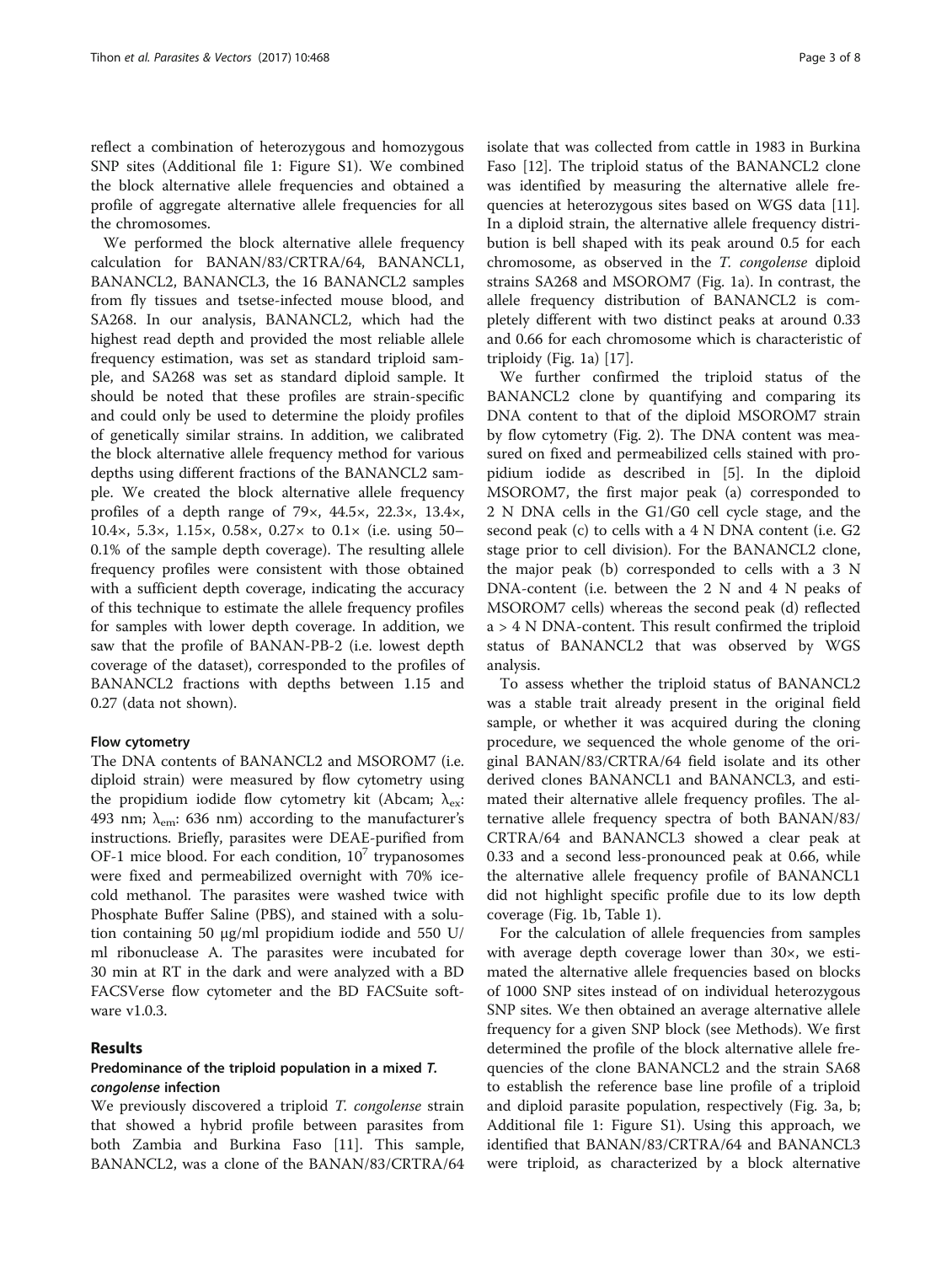reflect a combination of heterozygous and homozygous SNP sites (Additional file 1: Figure S1). We combined the block alternative allele frequencies and obtained a profile of aggregate alternative allele frequencies for all the chromosomes.

We performed the block alternative allele frequency calculation for BANAN/83/CRTRA/64, BANANCL1, BANANCL2, BANANCL3, the 16 BANANCL2 samples from fly tissues and tsetse-infected mouse blood, and SA268. In our analysis, BANANCL2, which had the highest read depth and provided the most reliable allele frequency estimation, was set as standard triploid sample, and SA268 was set as standard diploid sample. It should be noted that these profiles are strain-specific and could only be used to determine the ploidy profiles of genetically similar strains. In addition, we calibrated the block alternative allele frequency method for various depths using different fractions of the BANANCL2 sample. We created the block alternative allele frequency profiles of a depth range of 79×, 44.5×, 22.3×, 13.4×, 10.4×, 5.3×, 1.15×, 0.58×, 0.27× to 0.1× (i.e. using 50–0.1% of the sample depth coverage). The resulting allele frequency profiles were consistent with those obtained with a sufficient depth coverage, indicating the accuracy of this technique to estimate the allele frequency profiles for samples with lower depth coverage. In addition, we saw that the profile of BANAN-PB-2 (i.e. lowest depth coverage of the dataset), corresponded to the profiles of BANANCL2 fractions with depths between 1.15 and 0.27 (data not shown).

#### Flow cytometry

The DNA contents of BANANCL2 and MSOROM7 (i.e. diploid strain) were measured by flow cytometry using the propidium iodide flow cytometry kit (Abcam; $\lambda_{ex}$: 493 nm; $\lambda_{em}$: 636 nm) according to the manufacturer's instructions. Briefly, parasites were DEAE-purified from OF-1 mice blood. For each condition, $10^7$ trypanosomes were fixed and permeabilized overnight with 70% ice-cold methanol. The parasites were washed twice with Phosphate Buffer Saline (PBS), and stained with a solution containing 50 μg/ml propidium iodide and 550 U/ml ribonuclease A. The parasites were incubated for 30 min at RT in the dark and were analyzed with a BD FACSVerse flow cytometer and the BD FACSuite software v1.0.3.

## Results

### Predominance of the triploid population in a mixed *T. congolense* infection

We previously discovered a triploid *T. congolense* strain that showed a hybrid profile between parasites from both Zambia and Burkina Faso [11]. This sample, BANANCL2, was a clone of the BANAN/83/CRTRA/64 isolate that was collected from cattle in 1983 in Burkina Faso [12]. The triploid status of the BANANCL2 clone was identified by measuring the alternative allele frequencies at heterozygous sites based on WGS data [11]. In a diploid strain, the alternative allele frequency distribution is bell shaped with its peak around 0.5 for each chromosome, as observed in the *T. congolense* diploid strains SA268 and MSOROM7 (Fig. 1a). In contrast, the allele frequency distribution of BANANCL2 is completely different with two distinct peaks at around 0.33 and 0.66 for each chromosome which is characteristic of triploidy (Fig. 1a) [17].

We further confirmed the triploid status of the BANANCL2 clone by quantifying and comparing its DNA content to that of the diploid MSOROM7 strain by flow cytometry (Fig. 2). The DNA content was measured on fixed and permeabilized cells stained with propidium iodide as described in [5]. In the diploid MSOROM7, the first major peak (a) corresponded to 2 N DNA cells in the G1/G0 cell cycle stage, and the second peak (c) to cells with a 4 N DNA content (i.e. G2 stage prior to cell division). For the BANANCL2 clone, the major peak (b) corresponded to cells with a 3 N DNA-content (i.e. between the 2 N and 4 N peaks of MSOROM7 cells) whereas the second peak (d) reflected a > 4 N DNA-content. This result confirmed the triploid status of BANANCL2 that was observed by WGS analysis.

To assess whether the triploid status of BANANCL2 was a stable trait already present in the original field sample, or whether it was acquired during the cloning procedure, we sequenced the whole genome of the original BANAN/83/CRTRA/64 field isolate and its other derived clones BANANCL1 and BANANCL3, and estimated their alternative allele frequency profiles. The alternative allele frequency spectra of both BANAN/83/CRTRA/64 and BANANCL3 showed a clear peak at 0.33 and a second less-pronounced peak at 0.66, while the alternative allele frequency profile of BANANCL1 did not highlight specific profile due to its low depth coverage (Fig. 1b, Table 1).

For the calculation of allele frequencies from samples with average depth coverage lower than 30×, we estimated the alternative allele frequencies based on blocks of 1000 SNP sites instead of on individual heterozygous SNP sites. We then obtained an average alternative allele frequency for a given SNP block (see Methods). We first determined the profile of the block alternative allele frequencies of the clone BANANCL2 and the strain SA68 to establish the reference base line profile of a triploid and diploid parasite population, respectively (Fig. 3a, b; Additional file 1: Figure S1). Using this approach, we identified that BANAN/83/CRTRA/64 and BANANCL3 were triploid, as characterized by a block alternative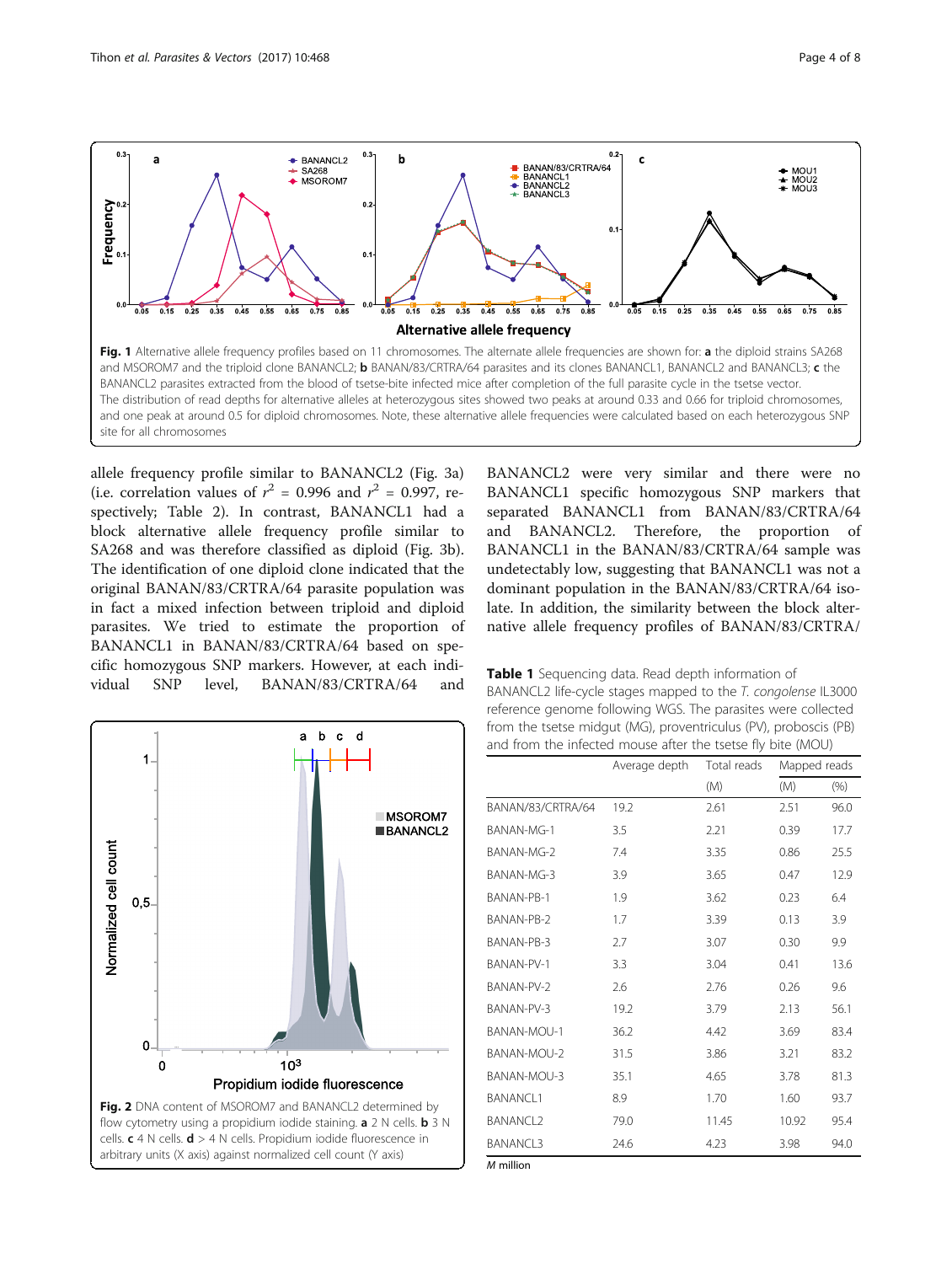Fig. 1 Alternative allele frequency profiles based on 11 chromosomes. The alternate allele frequencies are shown for: **a** the diploid strains SA268 and MSOROM7 and the triploid clone BANANCL2; **b** BANAN/83/CRTRA/64 parasites and its clones BANANCL1, BANANCL2 and BANANCL3; **c** the BANANCL2 parasites extracted from the blood of tsetse-bite infected mice after completion of the full parasite cycle in the tsetse vector. The distribution of read depths for alternative alleles at heterozygous sites showed two peaks at around 0.33 and 0.66 for triploid chromosomes, and one peak at around 0.5 for diploid chromosomes. Note, these alternative allele frequencies were calculated based on each heterozygous SNP site for all chromosomes

allele frequency profile similar to BANANCL2 (Fig. 3a) (i.e. correlation values of $r^2$ = 0.996 and $r^2$ = 0.997, respectively; Table 2). In contrast, BANANCL1 had a block alternative allele frequency profile similar to SA268 and was therefore classified as diploid (Fig. 3b). The identification of one diploid clone indicated that the original BANAN/83/CRTRA/64 parasite population was in fact a mixed infection between triploid and diploid parasites. We tried to estimate the proportion of BANANCL1 in BANAN/83/CRTRA/64 based on specific homozygous SNP markers. However, at each individual SNP level, BANAN/83/CRTRA/64 and BANANCL2 were very similar and there were no BANANCL1 specific homozygous SNP markers that separated BANANCL1 from BANAN/83/CRTRA/64 and BANANCL2. Therefore, the proportion of BANANCL1 in the BANAN/83/CRTRA/64 sample was undetectably low, suggesting that BANANCL1 was not a dominant population in the BANAN/83/CRTRA/64 isolate. In addition, the similarity between the block alternative allele frequency profiles of BANAN/83/CRTRA/

Fig. 2 DNA content of MSOROM7 and BANANCL2 determined by flow cytometry using a propidium iodide staining. **a** 2 N cells. **b** 3 N cells. **c** 4 N cells. **d** > 4 N cells. Propidium iodide fluorescence in arbitrary units (X axis) against normalized cell count (Y axis)

**Table 1** Sequencing data. Read depth information of BANANCL2 life-cycle stages mapped to the *T. congolense* IL3000 reference genome following WGS. The parasites were collected from the tsetse midgut (MG), proventriculus (PV), proboscis (PB) and from the infected mouse after the tsetse fly bite (MOU)

| | Average depth | Total reads | Mapped reads | |
|---|---|---|---|---|
| | | (M) | (M) | (%) |
| BANAN/83/CRTRA/64 | 19.2 | 2.61 | 2.51 | 96.0 |
| BANAN-MG-1 | 3.5 | 2.21 | 0.39 | 17.7 |
| BANAN-MG-2 | 7.4 | 3.35 | 0.86 | 25.5 |
| BANAN-MG-3 | 3.9 | 3.65 | 0.47 | 12.9 |
| BANAN-PB-1 | 1.9 | 3.62 | 0.23 | 6.4 |
| BANAN-PB-2 | 1.7 | 3.39 | 0.13 | 3.9 |
| BANAN-PB-3 | 2.7 | 3.07 | 0.30 | 9.9 |
| BANAN-PV-1 | 3.3 | 3.04 | 0.41 | 13.6 |
| BANAN-PV-2 | 2.6 | 2.76 | 0.26 | 9.6 |
| BANAN-PV-3 | 19.2 | 3.79 | 2.13 | 56.1 |
| BANAN-MOU-1 | 36.2 | 4.42 | 3.69 | 83.4 |
| BANAN-MOU-2 | 31.5 | 3.86 | 3.21 | 83.2 |
| BANAN-MOU-3 | 35.1 | 4.65 | 3.78 | 81.3 |
| BANANCL1 | 8.9 | 1.70 | 1.60 | 93.7 |
| BANANCL2 | 79.0 | 11.45 | 10.92 | 95.4 |
| BANANCL3 | 24.6 | 4.23 | 3.98 | 94.0 |

*M* million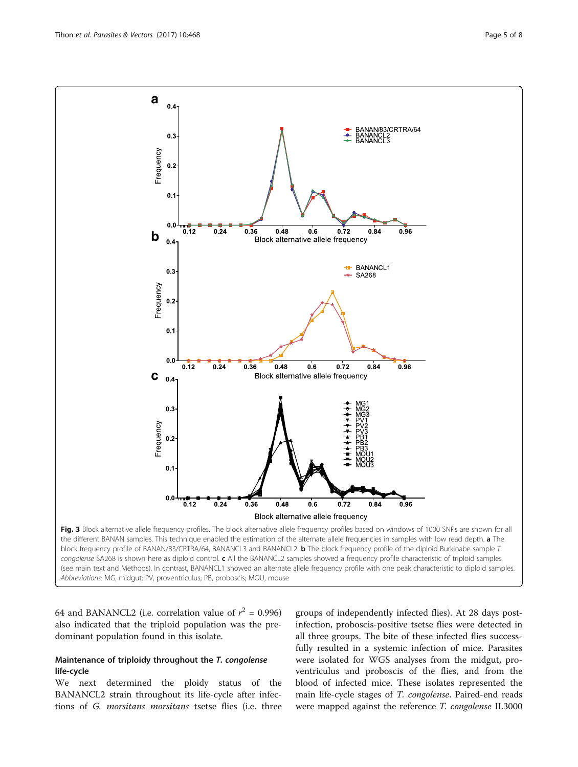**Fig. 3** Block alternative allele frequency profiles. The block alternative allele frequency profiles based on windows of 1000 SNPs are shown for all the different BANAN samples. This technique enabled the estimation of the alternate allele frequencies in samples with low read depth. **a** The block frequency profile of BANAN/83/CRTRA/64, BANANCL3 and BANANCL2. **b** The block frequency profile of the diploid Burkinabe sample *T. congolense* SA268 is shown here as diploid control. **c** All the BANANCL2 samples showed a frequency profile characteristic of triploid samples (see main text and Methods). In contrast, BANANCL1 showed an alternate allele frequency profile with one peak characteristic to diploid samples. *Abbreviations*: MG, midgut; PV, proventriculus; PB, proboscis; MOU, mouse

64 and BANANCL2 (i.e. correlation value of $r^2 = 0.996$) also indicated that the triploid population was the predominant population found in this isolate.

### Maintenance of triploidy throughout the *T. congolense* life-cycle

We next determined the ploidy status of the BANANCL2 strain throughout its life-cycle after infections of *G. morsitans morsitans* tsetse flies (i.e. three groups of independently infected flies). At 28 days post-infection, proboscis-positive tsetse flies were detected in all three groups. The bite of these infected flies successfully resulted in a systemic infection of mice. Parasites were isolated for WGS analyses from the midgut, proventriculus and proboscis of the flies, and from the blood of infected mice. These isolates represented the main life-cycle stages of *T. congolense*. Paired-end reads were mapped against the reference *T. congolense* IL3000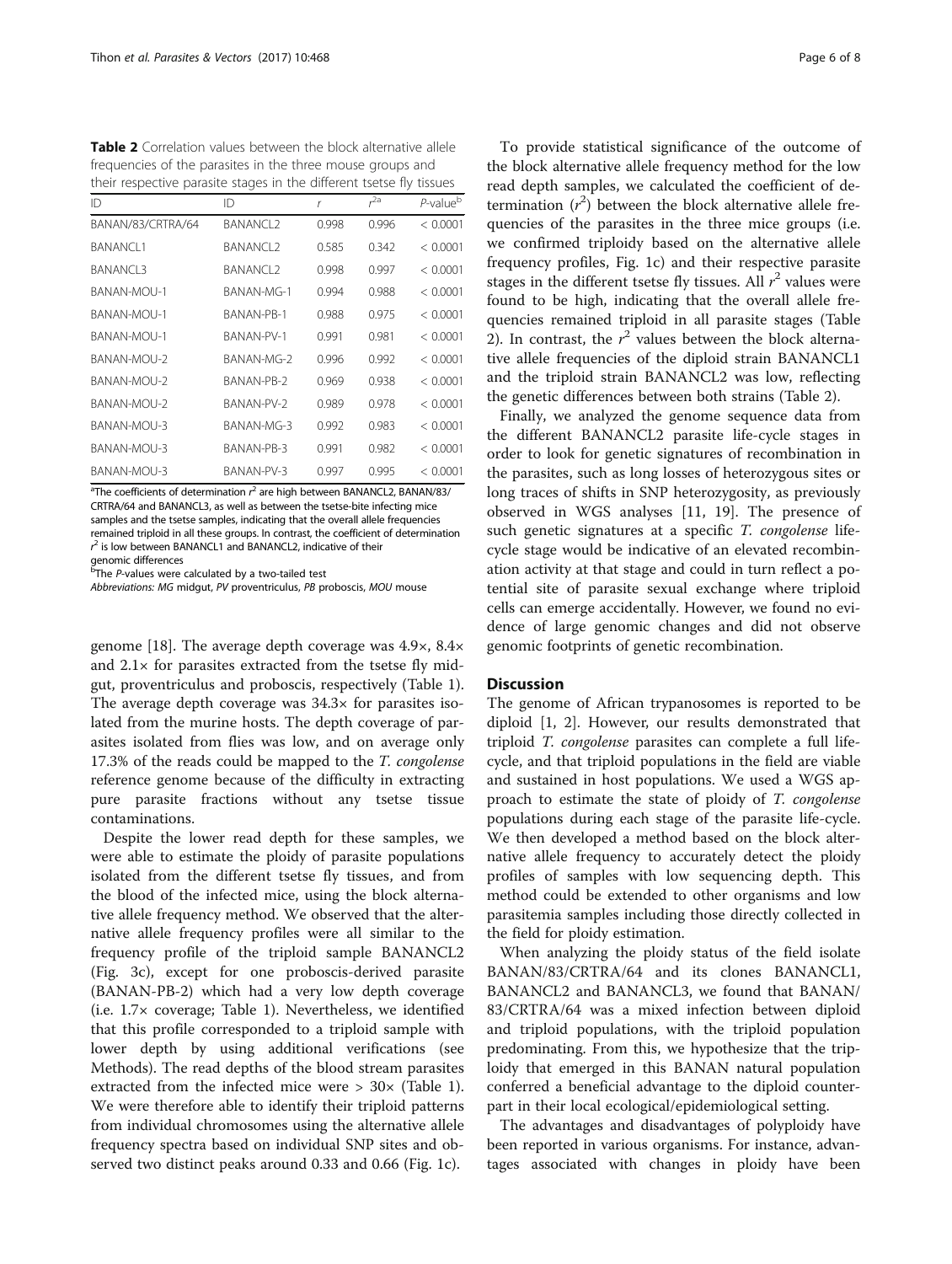**Table 2** Correlation values between the block alternative allele frequencies of the parasites in the three mouse groups and their respective parasite stages in the different tsetse fly tissues

| ID | ID | $r$ | $r^2$ [a] | $P$-value [b] |
|---|---|---|---|---|
| BANAN/83/CRTRA/64 | BANANCL2 | 0.998 | 0.996 | < 0.0001 |
| BANANCL1 | BANANCL2 | 0.585 | 0.342 | < 0.0001 |
| BANANCL3 | BANANCL2 | 0.998 | 0.997 | < 0.0001 |
| BANAN-MOU-1 | BANAN-MG-1 | 0.994 | 0.988 | < 0.0001 |
| BANAN-MOU-1 | BANAN-PB-1 | 0.988 | 0.975 | < 0.0001 |
| BANAN-MOU-1 | BANAN-PV-1 | 0.991 | 0.981 | < 0.0001 |
| BANAN-MOU-2 | BANAN-MG-2 | 0.996 | 0.992 | < 0.0001 |
| BANAN-MOU-2 | BANAN-PB-2 | 0.969 | 0.938 | < 0.0001 |
| BANAN-MOU-2 | BANAN-PV-2 | 0.989 | 0.978 | < 0.0001 |
| BANAN-MOU-3 | BANAN-MG-3 | 0.992 | 0.983 | < 0.0001 |
| BANAN-MOU-3 | BANAN-PB-3 | 0.991 | 0.982 | < 0.0001 |
| BANAN-MOU-3 | BANAN-PV-3 | 0.997 | 0.995 | < 0.0001 |

[a] The coefficients of determination $r^2$ are high between BANANCL2, BANAN/83/CRTRA/64 and BANANCL3, as well as between the tsetse-bite infecting mice samples and the tsetse samples, indicating that the overall allele frequencies remained triploid in all these groups. In contrast, the coefficient of determination $r^2$ is low between BANANCL1 and BANANCL2, indicative of their genomic differences

[b] The P-values were calculated by a two-tailed test

*Abbreviations*: *MG* midgut, *PV* proventriculus, *PB* proboscis, *MOU* mouse

genome [18]. The average depth coverage was 4.9×, 8.4× and 2.1× for parasites extracted from the tsetse fly midgut, proventriculus and proboscis, respectively (Table 1). The average depth coverage was 34.3× for parasites isolated from the murine hosts. The depth coverage of parasites isolated from flies was low, and on average only 17.3% of the reads could be mapped to the *T. congolense* reference genome because of the difficulty in extracting pure parasite fractions without any tsetse tissue contaminations.

Despite the lower read depth for these samples, we were able to estimate the ploidy of parasite populations isolated from the different tsetse fly tissues, and from the blood of the infected mice, using the block alternative allele frequency method. We observed that the alternative allele frequency profiles were all similar to the frequency profile of the triploid sample BANANCL2 (Fig. 3c), except for one proboscis-derived parasite (BANAN-PB-2) which had a very low depth coverage (i.e. 1.7× coverage; Table 1). Nevertheless, we identified that this profile corresponded to a triploid sample with lower depth by using additional verifications (see Methods). The read depths of the blood stream parasites extracted from the infected mice were > 30× (Table 1). We were therefore able to identify their triploid patterns from individual chromosomes using the alternative allele frequency spectra based on individual SNP sites and observed two distinct peaks around 0.33 and 0.66 (Fig. 1c).

To provide statistical significance of the outcome of the block alternative allele frequency method for the low read depth samples, we calculated the coefficient of determination ($r^2$) between the block alternative allele frequencies of the parasites in the three mice groups (i.e. we confirmed triploidy based on the alternative allele frequency profiles, Fig. 1c) and their respective parasite stages in the different tsetse fly tissues. All $r^2$ values were found to be high, indicating that the overall allele frequencies remained triploid in all parasite stages (Table 2). In contrast, the $r^2$ values between the block alternative allele frequencies of the diploid strain BANANCL1 and the triploid strain BANANCL2 was low, reflecting the genetic differences between both strains (Table 2).

Finally, we analyzed the genome sequence data from the different BANANCL2 parasite life-cycle stages in order to look for genetic signatures of recombination in the parasites, such as long losses of heterozygous sites or long traces of shifts in SNP heterozygosity, as previously observed in WGS analyses [11, 19]. The presence of such genetic signatures at a specific *T. congolense* life-cycle stage would be indicative of an elevated recombination activity at that stage and could in turn reflect a potential site of parasite sexual exchange where triploid cells can emerge accidentally. However, we found no evidence of large genomic changes and did not observe genomic footprints of genetic recombination.

## Discussion

The genome of African trypanosomes is reported to be diploid [1, 2]. However, our results demonstrated that triploid *T. congolense* parasites can complete a full life-cycle, and that triploid populations in the field are viable and sustained in host populations. We used a WGS approach to estimate the state of ploidy of *T. congolense* populations during each stage of the parasite life-cycle. We then developed a method based on the block alternative allele frequency to accurately detect the ploidy profiles of samples with low sequencing depth. This method could be extended to other organisms and low parasitemia samples including those directly collected in the field for ploidy estimation.

When analyzing the ploidy status of the field isolate BANAN/83/CRTRA/64 and its clones BANANCL1, BANANCL2 and BANANCL3, we found that BANAN/83/CRTRA/64 was a mixed infection between diploid and triploid populations, with the triploid population predominating. From this, we hypothesize that the triploidy that emerged in this BANAN natural population conferred a beneficial advantage to the diploid counterpart in their local ecological/epidemiological setting.

The advantages and disadvantages of polyploidy have been reported in various organisms. For instance, advantages associated with changes in ploidy have been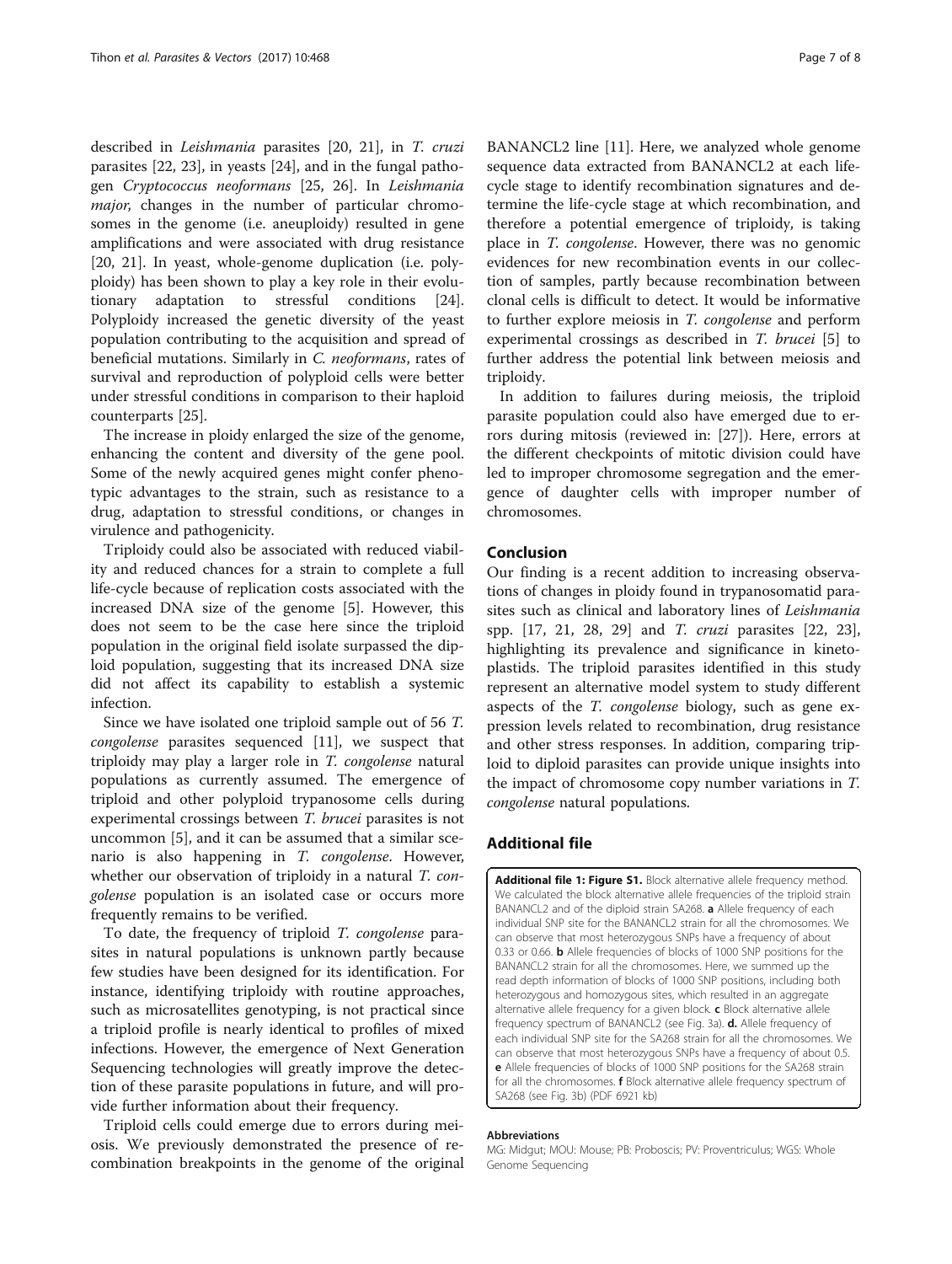described in *Leishmania* parasites [20, 21], in *T. cruzi* parasites [22, 23], in yeasts [24], and in the fungal pathogen *Cryptococcus neoformans* [25, 26]. In *Leishmania major*, changes in the number of particular chromosomes in the genome (i.e. aneuploidy) resulted in gene amplifications and were associated with drug resistance [20, 21]. In yeast, whole-genome duplication (i.e. polyploidy) has been shown to play a key role in their evolutionary adaptation to stressful conditions [24]. Polyploidy increased the genetic diversity of the yeast population contributing to the acquisition and spread of beneficial mutations. Similarly in *C. neoformans*, rates of survival and reproduction of polyploid cells were better under stressful conditions in comparison to their haploid counterparts [25].

The increase in ploidy enlarged the size of the genome, enhancing the content and diversity of the gene pool. Some of the newly acquired genes might confer phenotypic advantages to the strain, such as resistance to a drug, adaptation to stressful conditions, or changes in virulence and pathogenicity.

Triploidy could also be associated with reduced viability and reduced chances for a strain to complete a full life-cycle because of replication costs associated with the increased DNA size of the genome [5]. However, this does not seem to be the case here since the triploid population in the original field isolate surpassed the diploid population, suggesting that its increased DNA size did not affect its capability to establish a systemic infection.

Since we have isolated one triploid sample out of 56 *T. congolense* parasites sequenced [11], we suspect that triploidy may play a larger role in *T. congolense* natural populations as currently assumed. The emergence of triploid and other polyploid trypanosome cells during experimental crossings between *T. brucei* parasites is not uncommon [5], and it can be assumed that a similar scenario is also happening in *T. congolense*. However, whether our observation of triploidy in a natural *T. congolense* population is an isolated case or occurs more frequently remains to be verified.

To date, the frequency of triploid *T. congolense* parasites in natural populations is unknown partly because few studies have been designed for its identification. For instance, identifying triploidy with routine approaches, such as microsatellites genotyping, is not practical since a triploid profile is nearly identical to profiles of mixed infections. However, the emergence of Next Generation Sequencing technologies will greatly improve the detection of these parasite populations in future, and will provide further information about their frequency.

Triploid cells could emerge due to errors during meiosis. We previously demonstrated the presence of recombination breakpoints in the genome of the original BANANCL2 line [11]. Here, we analyzed whole genome sequence data extracted from BANANCL2 at each life-cycle stage to identify recombination signatures and determine the life-cycle stage at which recombination, and therefore a potential emergence of triploidy, is taking place in *T. congolense*. However, there was no genomic evidences for new recombination events in our collection of samples, partly because recombination between clonal cells is difficult to detect. It would be informative to further explore meiosis in *T. congolense* and perform experimental crossings as described in *T. brucei* [5] to further address the potential link between meiosis and triploidy.

In addition to failures during meiosis, the triploid parasite population could also have emerged due to errors during mitosis (reviewed in: [27]). Here, errors at the different checkpoints of mitotic division could have led to improper chromosome segregation and the emergence of daughter cells with improper number of chromosomes.

## Conclusion

Our finding is a recent addition to increasing observations of changes in ploidy found in trypanosomatid parasites such as clinical and laboratory lines of *Leishmania* spp. [17, 21, 28, 29] and *T. cruzi* parasites [22, 23], highlighting its prevalence and significance in kinetoplastids. The triploid parasites identified in this study represent an alternative model system to study different aspects of the *T. congolense* biology, such as gene expression levels related to recombination, drug resistance and other stress responses. In addition, comparing triploid to diploid parasites can provide unique insights into the impact of chromosome copy number variations in *T. congolense* natural populations.

## Additional file

**Additional file 1: Figure S1.** Block alternative allele frequency method. We calculated the block alternative allele frequencies of the triploid strain BANANCL2 and of the diploid strain SA268. **a** Allele frequency of each individual SNP site for the BANANCL2 strain for all the chromosomes. We can observe that most heterozygous SNPs have a frequency of about 0.33 or 0.66. **b** Allele frequencies of blocks of 1000 SNP positions for the BANANCL2 strain for all the chromosomes. Here, we summed up the read depth information of blocks of 1000 SNP positions, including both heterozygous and homozygous sites, which resulted in an aggregate alternative allele frequency for a given block. **c** Block alternative allele frequency spectrum of BANANCL2 (see Fig. 3a). **d.** Allele frequency of each individual SNP site for the SA268 strain for all the chromosomes. We can observe that most heterozygous SNPs have a frequency of about 0.5. **e** Allele frequencies of blocks of 1000 SNP positions for the SA268 strain for all the chromosomes. **f** Block alternative allele frequency spectrum of SA268 (see Fig. 3b) (PDF 6921 kb)

#### Abbreviations

MG: Midgut; MOU: Mouse; PB: Proboscis; PV: Proventriculus; WGS: Whole Genome Sequencing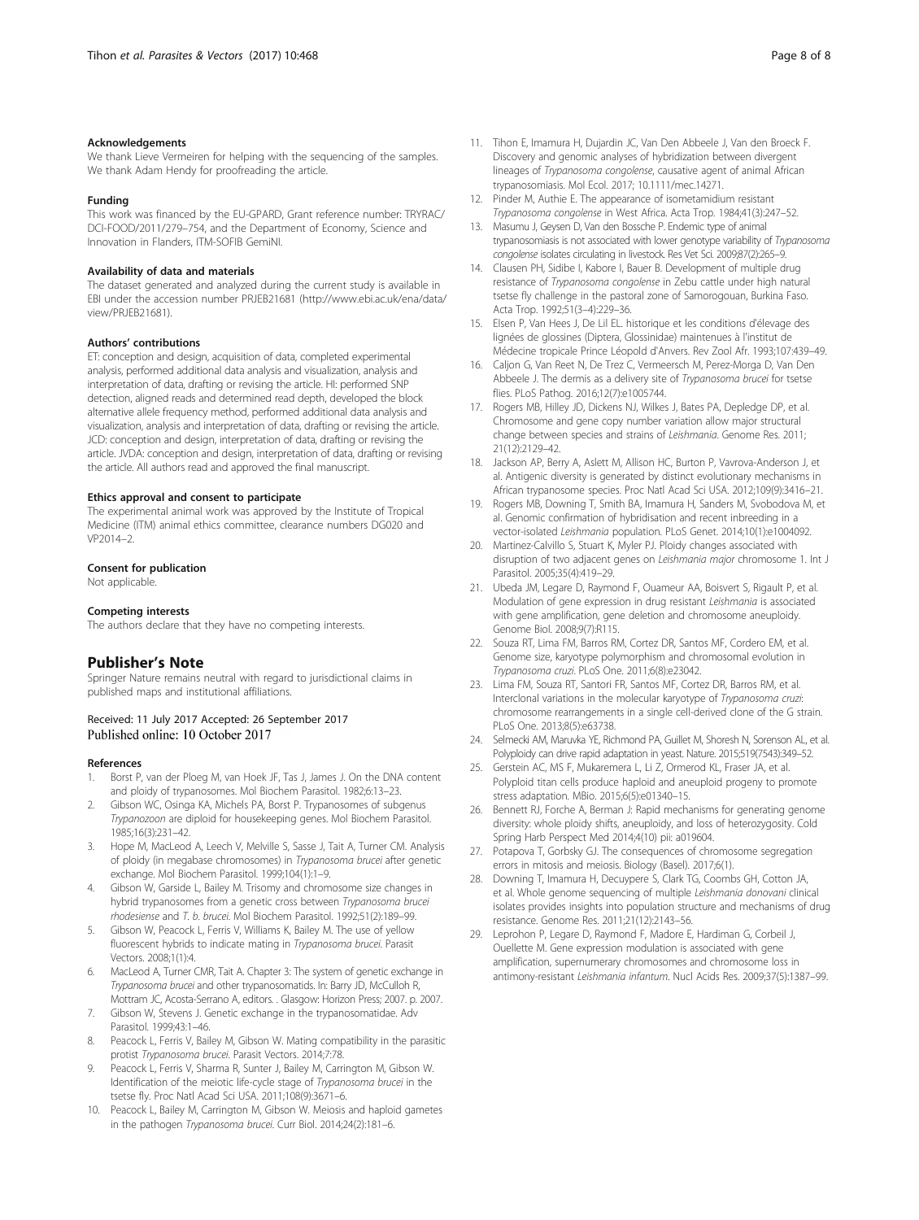#### Acknowledgements

We thank Lieve Vermeiren for helping with the sequencing of the samples. We thank Adam Hendy for proofreading the article.

#### Funding

This work was financed by the EU-GPARD, Grant reference number: TRYRAC/DCI-FOOD/2011/279–754, and the Department of Economy, Science and Innovation in Flanders, ITM-SOFIB GemiNI.

#### Availability of data and materials

The dataset generated and analyzed during the current study is available in EBI under the accession number PRJEB21681 (http://www.ebi.ac.uk/ena/data/view/PRJEB21681).

#### Authors' contributions

ET: conception and design, acquisition of data, completed experimental analysis, performed additional data analysis and visualization, analysis and interpretation of data, drafting or revising the article. HI: performed SNP detection, aligned reads and determined read depth, developed the block alternative allele frequency method, performed additional data analysis and visualization, analysis and interpretation of data, drafting or revising the article. JCD: conception and design, interpretation of data, drafting or revising the article. JVDA: conception and design, interpretation of data, drafting or revising the article. All authors read and approved the final manuscript.

#### Ethics approval and consent to participate

The experimental animal work was approved by the Institute of Tropical Medicine (ITM) animal ethics committee, clearance numbers DG020 and VP2014–2.

#### Consent for publication

Not applicable.

#### Competing interests

The authors declare that they have no competing interests.

## Publisher's Note

Springer Nature remains neutral with regard to jurisdictional claims in published maps and institutional affiliations.

Received: 11 July 2017 Accepted: 26 September 2017
Published online: 10 October 2017

#### References

1. Borst P, van der Ploeg M, van Hoek JF, Tas J, James J. On the DNA content and ploidy of trypanosomes. Mol Biochem Parasitol. 1982;6:13–23.
2. Gibson WC, Osinga KA, Michels PA, Borst P. Trypanosomes of subgenus *Trypanozoon* are diploid for housekeeping genes. Mol Biochem Parasitol. 1985;16(3):231–42.
3. Hope M, MacLeod A, Leech V, Melville S, Sasse J, Tait A, Turner CM. Analysis of ploidy (in megabase chromosomes) in *Trypanosoma brucei* after genetic exchange. Mol Biochem Parasitol. 1999;104(1):1–9.
4. Gibson W, Garside L, Bailey M. Trisomy and chromosome size changes in hybrid trypanosomes from a genetic cross between *Trypanosoma brucei rhodesiense* and *T. b. brucei*. Mol Biochem Parasitol. 1992;51(2):189–99.
5. Gibson W, Peacock L, Ferris V, Williams K, Bailey M. The use of yellow fluorescent hybrids to indicate mating in *Trypanosoma brucei*. Parasit Vectors. 2008;1(1):4.
6. MacLeod A, Turner CMR, Tait A. Chapter 3: The system of genetic exchange in *Trypanosoma brucei* and other trypanosomatids. In: Barry JD, McCulloh R, Mottram JC, Acosta-Serrano A, editors. . Glasgow: Horizon Press; 2007. p. 2007.
7. Gibson W, Stevens J. Genetic exchange in the trypanosomatidae. Adv Parasitol. 1999;43:1–46.
8. Peacock L, Ferris V, Bailey M, Gibson W. Mating compatibility in the parasitic protist *Trypanosoma brucei*. Parasit Vectors. 2014;7:78.
9. Peacock L, Ferris V, Sharma R, Sunter J, Bailey M, Carrington M, Gibson W. Identification of the meiotic life-cycle stage of *Trypanosoma brucei* in the tsetse fly. Proc Natl Acad Sci USA. 2011;108(9):3671–6.
10. Peacock L, Bailey M, Carrington M, Gibson W. Meiosis and haploid gametes in the pathogen *Trypanosoma brucei*. Curr Biol. 2014;24(2):181–6.
11. Tihon E, Imamura H, Dujardin JC, Van Den Abbeele J, Van den Broeck F. Discovery and genomic analyses of hybridization between divergent lineages of *Trypanosoma congolense*, causative agent of animal African trypanosomiasis. Mol Ecol. 2017; 10.1111/mec.14271.
12. Pinder M, Authie E. The appearance of isometamidium resistant *Trypanosoma congolense* in West Africa. Acta Trop. 1984;41(3):247–52.
13. Masumu J, Geysen D, Van den Bossche P. Endemic type of animal trypanosomiasis is not associated with lower genotype variability of *Trypanosoma congolense* isolates circulating in livestock. Res Vet Sci. 2009;87(2):265–9.
14. Clausen PH, Sidibe I, Kabore I, Bauer B. Development of multiple drug resistance of *Trypanosoma congolense* in Zebu cattle under high natural tsetse fly challenge in the pastoral zone of Samorogouan, Burkina Faso. Acta Trop. 1992;51(3–4):229–36.
15. Elsen P, Van Hees J, De Lil EL. historique et les conditions d'élevage des lignées de glossines (Diptera, Glossinidae) maintenues à l'institut de Médecine tropicale Prince Léopold d'Anvers. Rev Zool Afr. 1993;107:439–49.
16. Caljon G, Van Reet N, De Trez C, Vermeersch M, Perez-Morga D, Van Den Abbeele J. The dermis as a delivery site of *Trypanosoma brucei* for tsetse flies. PLoS Pathog. 2016;12(7):e1005744.
17. Rogers MB, Hilley JD, Dickens NJ, Wilkes J, Bates PA, Depledge DP, et al. Chromosome and gene copy number variation allow major structural change between species and strains of *Leishmania*. Genome Res. 2011;21(12):2129–42.
18. Jackson AP, Berry A, Aslett M, Allison HC, Burton P, Vavrova-Anderson J, et al. Antigenic diversity is generated by distinct evolutionary mechanisms in African trypanosome species. Proc Natl Acad Sci USA. 2012;109(9):3416–21.
19. Rogers MB, Downing T, Smith BA, Imamura H, Sanders M, Svobodova M, et al. Genomic confirmation of hybridisation and recent inbreeding in a vector-isolated *Leishmania* population. PLoS Genet. 2014;10(1):e1004092.
20. Martinez-Calvillo S, Stuart K, Myler PJ. Ploidy changes associated with disruption of two adjacent genes on *Leishmania major* chromosome 1. Int J Parasitol. 2005;35(4):419–29.
21. Ubeda JM, Legare D, Raymond F, Ouameur AA, Boisvert S, Rigault P, et al. Modulation of gene expression in drug resistant *Leishmania* is associated with gene amplification, gene deletion and chromosome aneuploidy. Genome Biol. 2008;9(7):R115.
22. Souza RT, Lima FM, Barros RM, Cortez DR, Santos MF, Cordero EM, et al. Genome size, karyotype polymorphism and chromosomal evolution in *Trypanosoma cruzi*. PLoS One. 2011;6(8):e23042.
23. Lima FM, Souza RT, Santori FR, Santos MF, Cortez DR, Barros RM, et al. Interclonal variations in the molecular karyotype of *Trypanosoma cruzi*: chromosome rearrangements in a single cell-derived clone of the G strain. PLoS One. 2013;8(5):e63738.
24. Selmecki AM, Maruvka YE, Richmond PA, Guillet M, Shoresh N, Sorenson AL, et al. Polyploidy can drive rapid adaptation in yeast. Nature. 2015;519(7543):349–52.
25. Gerstein AC, MS F, Mukaremera L, Li Z, Ormerod KL, Fraser JA, et al. Polyploid titan cells produce haploid and aneuploid progeny to promote stress adaptation. MBio. 2015;6(5):e01340–15.
26. Bennett RJ, Forche A, Berman J: Rapid mechanisms for generating genome diversity: whole ploidy shifts, aneuploidy, and loss of heterozygosity. Cold Spring Harb Perspect Med 2014;4(10) pii: a019604.
27. Potapova T, Gorbsky GJ. The consequences of chromosome segregation errors in mitosis and meiosis. Biology (Basel). 2017;6(1).
28. Downing T, Imamura H, Decuypere S, Clark TG, Coombs GH, Cotton JA, et al. Whole genome sequencing of multiple *Leishmania donovani* clinical isolates provides insights into population structure and mechanisms of drug resistance. Genome Res. 2011;21(12):2143–56.
29. Leprohon P, Legare D, Raymond F, Madore E, Hardiman G, Corbeil J, Ouellette M. Gene expression modulation is associated with gene amplification, supernumerary chromosomes and chromosome loss in antimony-resistant *Leishmania infantum*. Nucl Acids Res. 2009;37(5):1387–99.